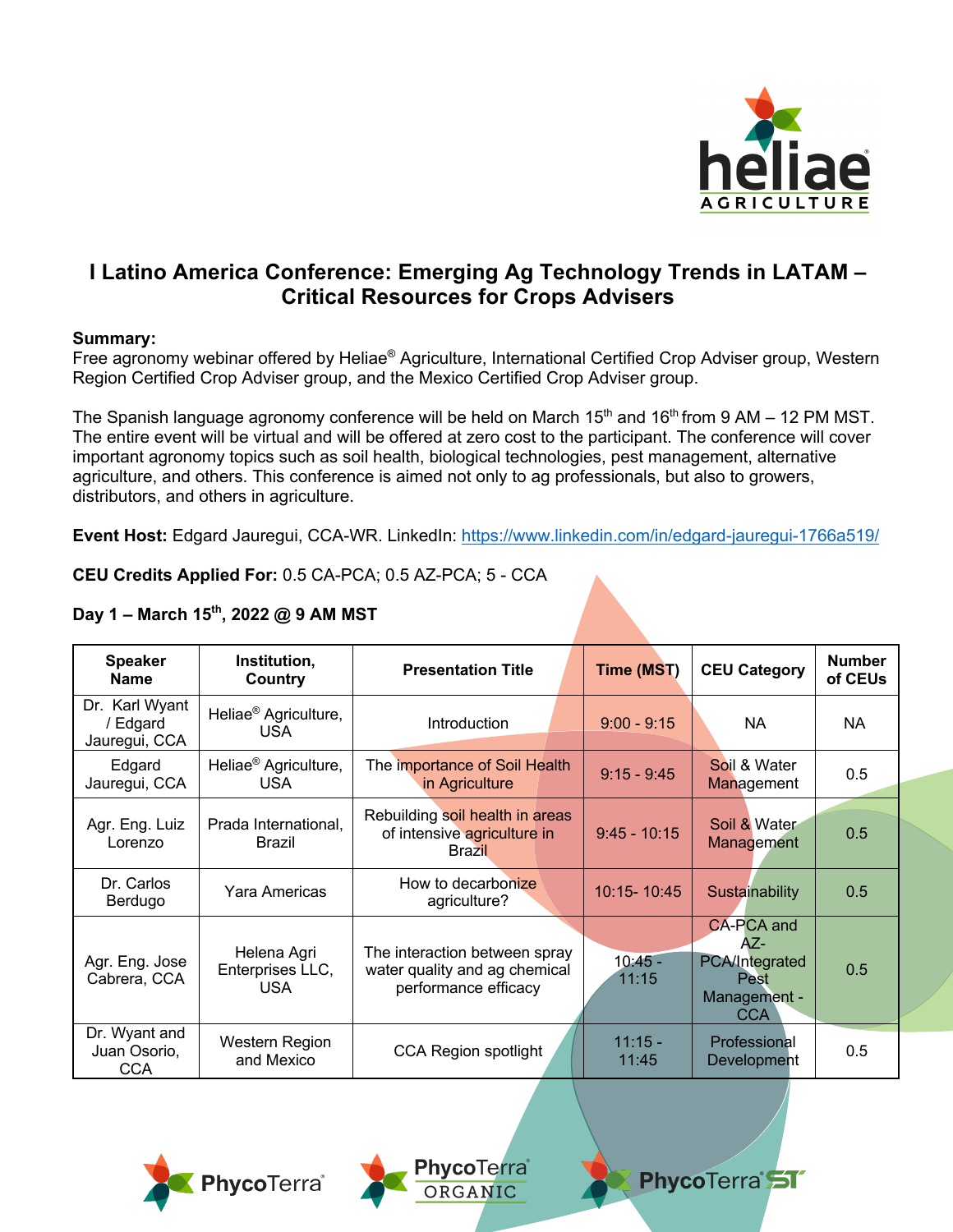# I Latino America Conference: Emerging Ag Technology Trends in LATAM – Critical Resources for Crops Advisers

**Summary:**
Free agronomy webinar offered by Heliae® Agriculture, International Certified Crop Adviser group, Western Region Certified Crop Adviser group, and the Mexico Certified Crop Adviser group.

The Spanish language agronomy conference will be held on March 15th and 16th from 9 AM – 12 PM MST. The entire event will be virtual and will be offered at zero cost to the participant. The conference will cover important agronomy topics such as soil health, biological technologies, pest management, alternative agriculture, and others. This conference is aimed not only to ag professionals, but also to growers, distributors, and others in agriculture.

**Event Host:** Edgard Jauregui, CCA-WR. LinkedIn: https://www.linkedin.com/in/edgard-jauregui-1766a519/

**CEU Credits Applied For:** 0.5 CA-PCA; 0.5 AZ-PCA; 5 - CCA

**Day 1 – March 15th, 2022 @ 9 AM MST**

| Speaker Name | Institution, Country | Presentation Title | Time (MST) | CEU Category | Number of CEUs |
|---|---|---|---|---|---|
| Dr. Karl Wyant / Edgard Jauregui, CCA | Heliae® Agriculture, USA | Introduction | 9:00 - 9:15 | NA | NA |
| Edgard Jauregui, CCA | Heliae® Agriculture, USA | The importance of Soil Health in Agriculture | 9:15 - 9:45 | Soil & Water Management | 0.5 |
| Agr. Eng. Luiz Lorenzo | Prada International, Brazil | Rebuilding soil health in areas of intensive agriculture in Brazil | 9:45 - 10:15 | Soil & Water Management | 0.5 |
| Dr. Carlos Berdugo | Yara Americas | How to decarbonize agriculture? | 10:15- 10:45 | Sustainability | 0.5 |
| Agr. Eng. Jose Cabrera, CCA | Helena Agri Enterprises LLC, USA | The interaction between spray water quality and ag chemical performance efficacy | 10:45 - 11:15 | CA-PCA and AZ-PCA/Integrated Pest Management - CCA | 0.5 |
| Dr. Wyant and Juan Osorio, CCA | Western Region and Mexico | CCA Region spotlight | 11:15 - 11:45 | Professional Development | 0.5 |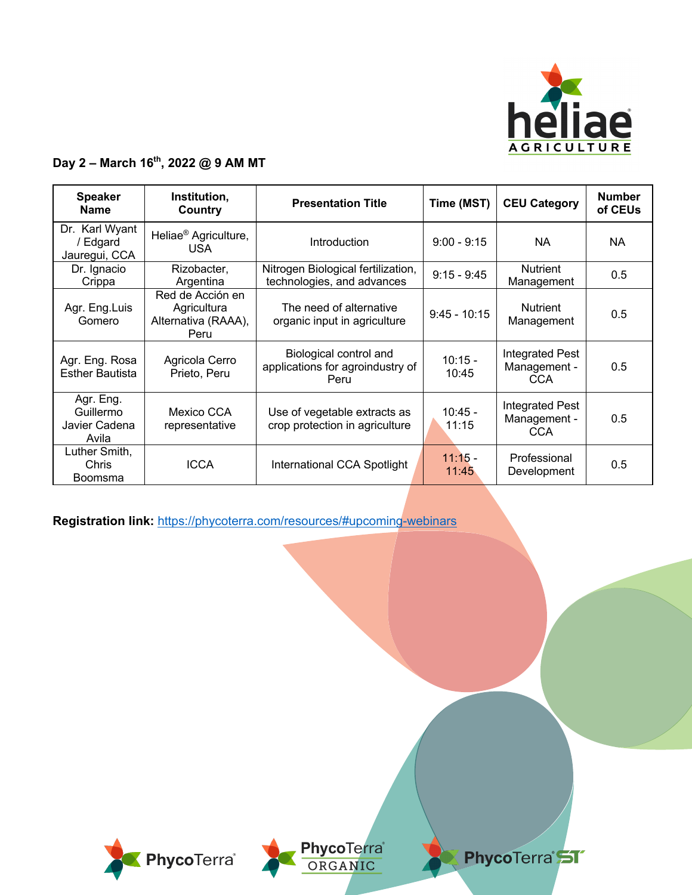**Day 2 – March 16th, 2022 @ 9 AM MT**

| Speaker Name | Institution, Country | Presentation Title | Time (MST) | CEU Category | Number of CEUs |
|---|---|---|---|---|---|
| Dr. Karl Wyant / Edgard Jauregui, CCA | Heliae® Agriculture, USA | Introduction | 9:00 - 9:15 | NA | NA |
| Dr. Ignacio Crippa | Rizobacter, Argentina | Nitrogen Biological fertilization, technologies, and advances | 9:15 - 9:45 | Nutrient Management | 0.5 |
| Agr. Eng.Luis Gomero | Red de Acción en Agricultura Alternativa (RAAA), Peru | The need of alternative organic input in agriculture | 9:45 - 10:15 | Nutrient Management | 0.5 |
| Agr. Eng. Rosa Esther Bautista | Agricola Cerro Prieto, Peru | Biological control and applications for agroindustry of Peru | 10:15 - 10:45 | Integrated Pest Management - CCA | 0.5 |
| Agr. Eng. Guillermo Javier Cadena Avila | Mexico CCA representative | Use of vegetable extracts as crop protection in agriculture | 10:45 - 11:15 | Integrated Pest Management - CCA | 0.5 |
| Luther Smith, Chris Boomsma | ICCA | International CCA Spotlight | 11:15 - 11:45 | Professional Development | 0.5 |

**Registration link:** https://phycoterra.com/resources/#upcoming-webinars